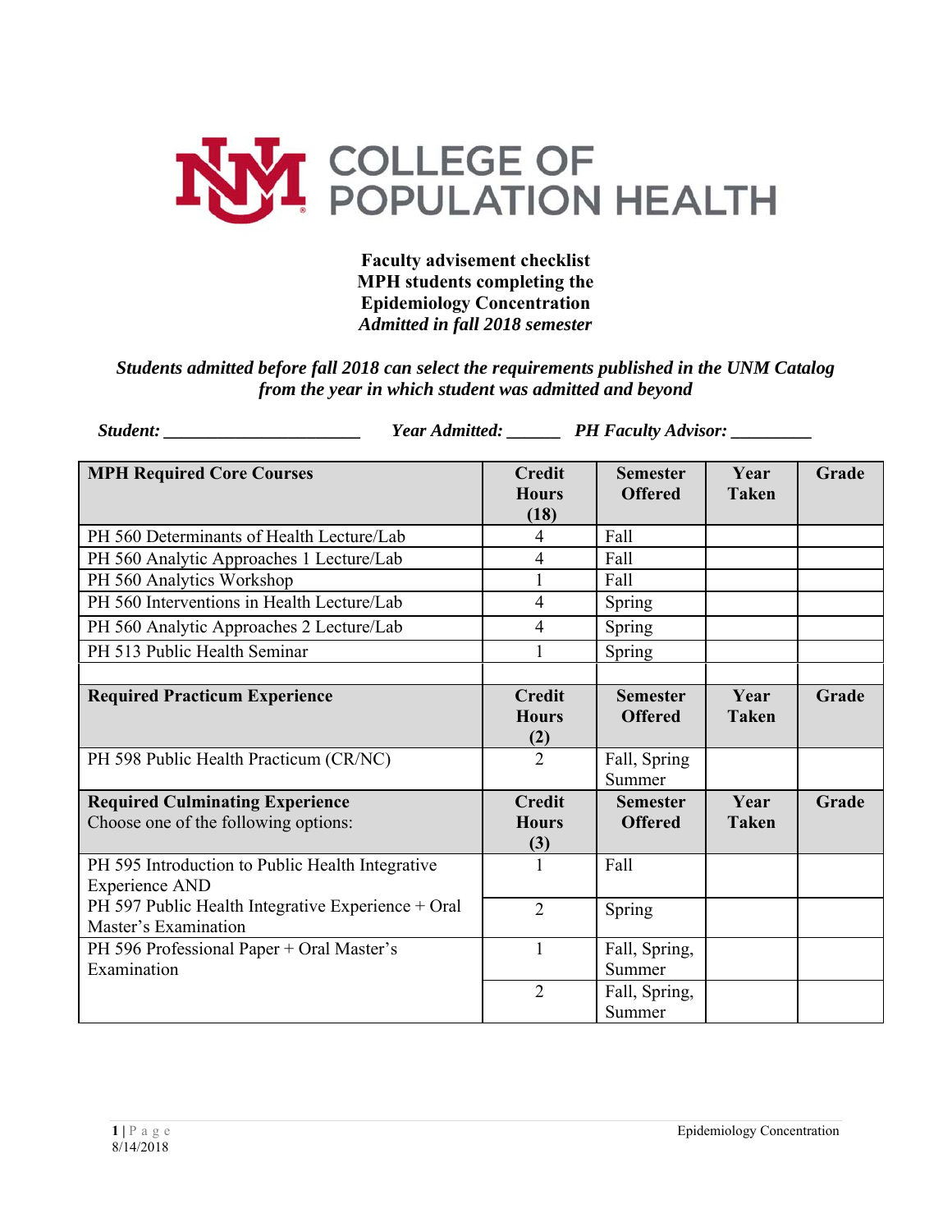# COLLEGE OF POPULATION HEALTH

**Faculty advisement checklist**
**MPH students completing the**
**Epidemiology Concentration**
***Admitted in fall 2018 semester***

***Students admitted before fall 2018 can select the requirements published in the UNM Catalog from the year in which student was admitted and beyond***

***Student:*** ______________________ ***Year Admitted:*** ______ ***PH Faculty Advisor:*** _________

| **MPH Required Core Courses** | **Credit Hours (18)** | **Semester Offered** | **Year Taken** | **Grade** |
|---|---|---|---|---|
| PH 560 Determinants of Health Lecture/Lab | 4 | Fall | | |
| PH 560 Analytic Approaches 1 Lecture/Lab | 4 | Fall | | |
| PH 560 Analytics Workshop | 1 | Fall | | |
| PH 560 Interventions in Health Lecture/Lab | 4 | Spring | | |
| PH 560 Analytic Approaches 2 Lecture/Lab | 4 | Spring | | |
| PH 513 Public Health Seminar | 1 | Spring | | |
| | | | | |
| **Required Practicum Experience** | **Credit Hours (2)** | **Semester Offered** | **Year Taken** | **Grade** |
| PH 598 Public Health Practicum (CR/NC) | 2 | Fall, Spring Summer | | |
| **Required Culminating Experience** Choose one of the following options: | **Credit Hours (3)** | **Semester Offered** | **Year Taken** | **Grade** |
| PH 595 Introduction to Public Health Integrative Experience AND | 1 | Fall | | |
| PH 597 Public Health Integrative Experience + Oral Master's Examination | 2 | Spring | | |
| PH 596 Professional Paper + Oral Master's Examination | 1 | Fall, Spring, Summer | | |
| | 2 | Fall, Spring, Summer | | |

8/14/2018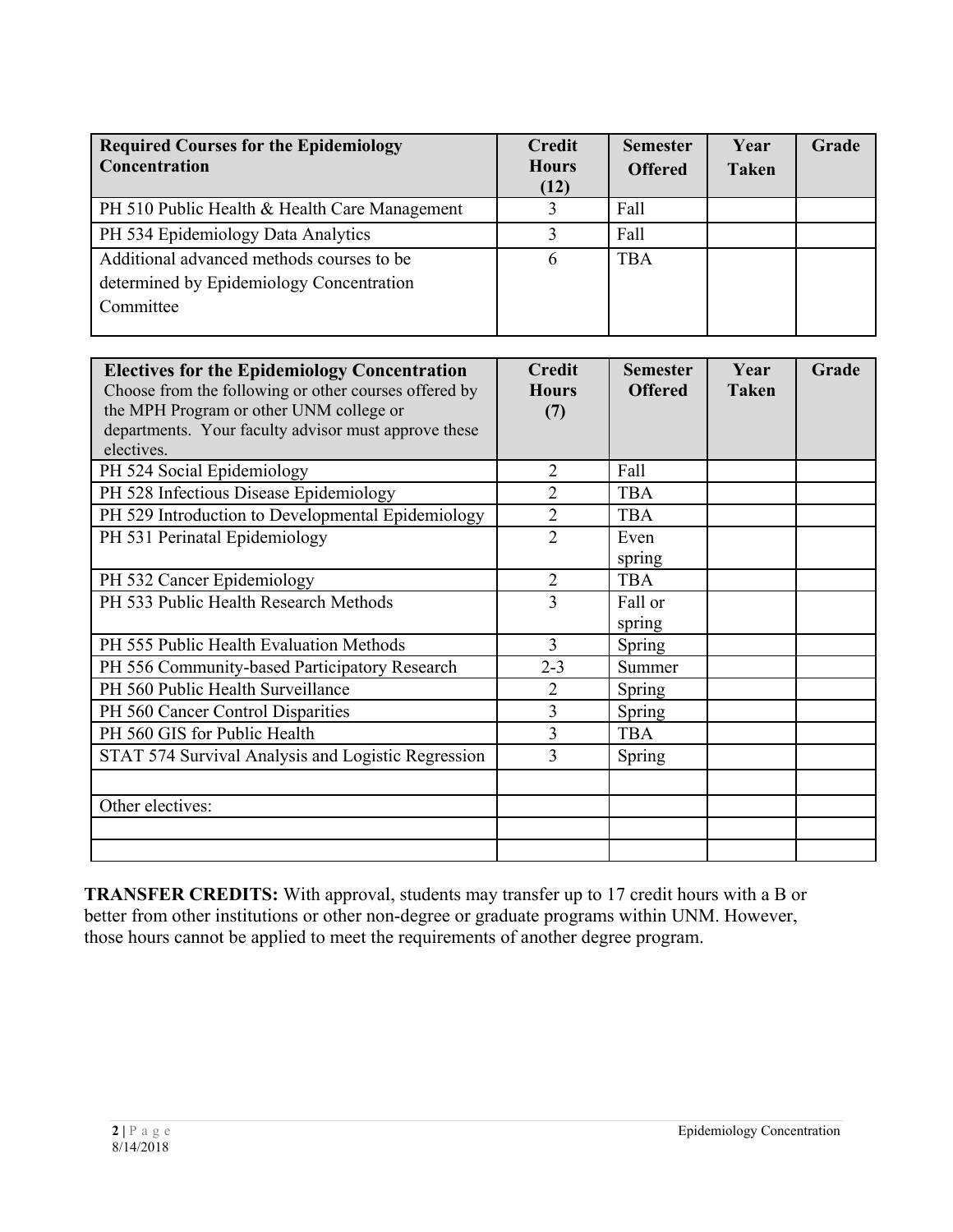| Required Courses for the Epidemiology Concentration | Credit Hours (12) | Semester Offered | Year Taken | Grade |
|---|---|---|---|---|
| PH 510 Public Health & Health Care Management | 3 | Fall | | |
| PH 534 Epidemiology Data Analytics | 3 | Fall | | |
| Additional advanced methods courses to be determined by Epidemiology Concentration Committee | 6 | TBA | | |

| **Electives for the Epidemiology Concentration** Choose from the following or other courses offered by the MPH Program or other UNM college or departments. Your faculty advisor must approve these electives. | Credit Hours (7) | Semester Offered | Year Taken | Grade |
|---|---|---|---|---|
| PH 524 Social Epidemiology | 2 | Fall | | |
| PH 528 Infectious Disease Epidemiology | 2 | TBA | | |
| PH 529 Introduction to Developmental Epidemiology | 2 | TBA | | |
| PH 531 Perinatal Epidemiology | 2 | Even spring | | |
| PH 532 Cancer Epidemiology | 2 | TBA | | |
| PH 533 Public Health Research Methods | 3 | Fall or spring | | |
| PH 555 Public Health Evaluation Methods | 3 | Spring | | |
| PH 556 Community-based Participatory Research | 2-3 | Summer | | |
| PH 560 Public Health Surveillance | 2 | Spring | | |
| PH 560 Cancer Control Disparities | 3 | Spring | | |
| PH 560 GIS for Public Health | 3 | TBA | | |
| STAT 574 Survival Analysis and Logistic Regression | 3 | Spring | | |
| | | | | |
| Other electives: | | | | |
| | | | | |
| | | | | |

**TRANSFER CREDITS:** With approval, students may transfer up to 17 credit hours with a B or better from other institutions or other non-degree or graduate programs within UNM. However, those hours cannot be applied to meet the requirements of another degree program.